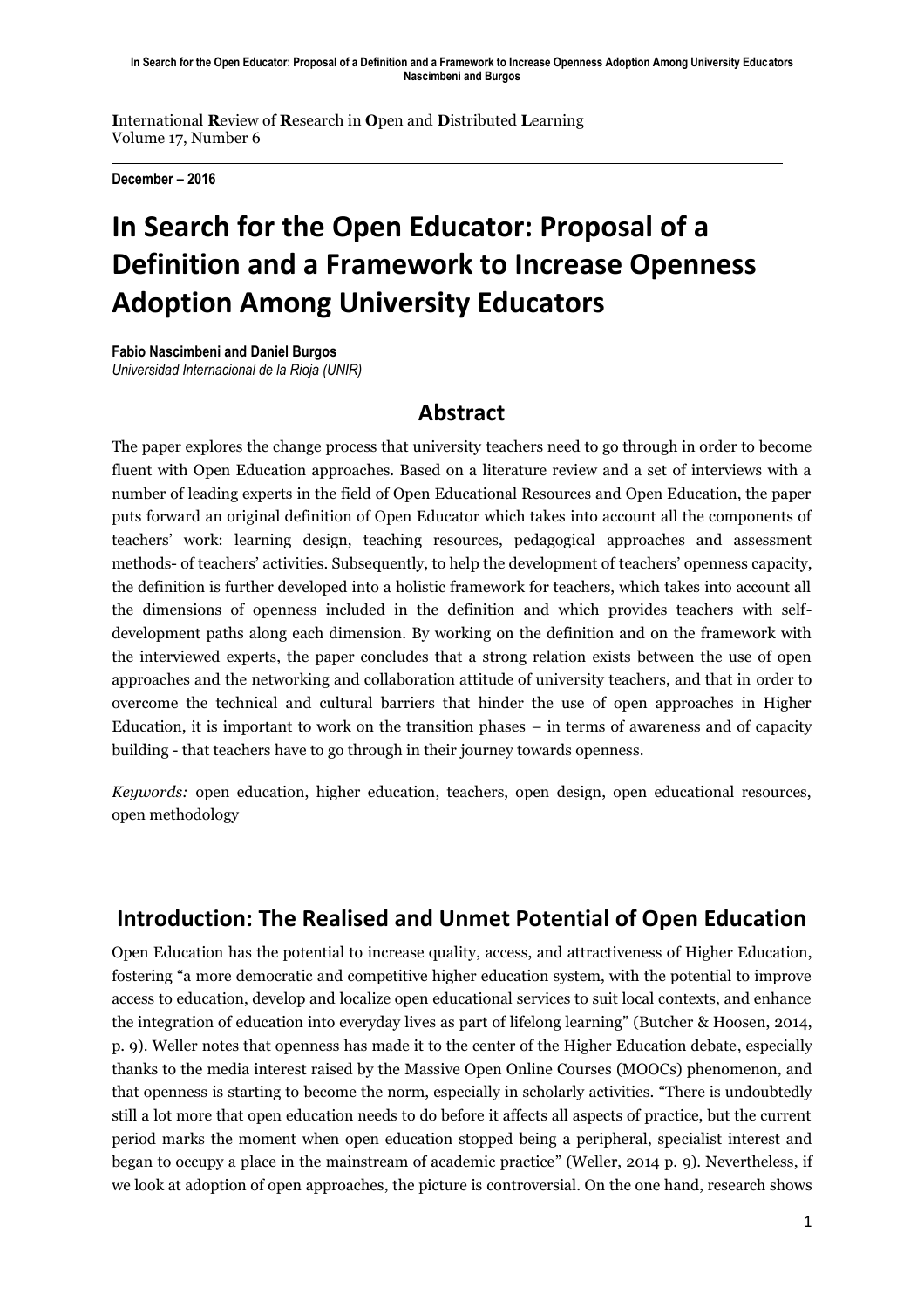**I**nternational **R**eview of **R**esearch in **O**pen and **D**istributed **L**earning
Volume 17, Number 6

**December – 2016**

# In Search for the Open Educator: Proposal of a Definition and a Framework to Increase Openness Adoption Among University Educators

**Fabio Nascimbeni and Daniel Burgos**
*Universidad Internacional de la Rioja (UNIR)*

## Abstract

The paper explores the change process that university teachers need to go through in order to become fluent with Open Education approaches. Based on a literature review and a set of interviews with a number of leading experts in the field of Open Educational Resources and Open Education, the paper puts forward an original definition of Open Educator which takes into account all the components of teachers' work: learning design, teaching resources, pedagogical approaches and assessment methods- of teachers' activities. Subsequently, to help the development of teachers' openness capacity, the definition is further developed into a holistic framework for teachers, which takes into account all the dimensions of openness included in the definition and which provides teachers with self-development paths along each dimension. By working on the definition and on the framework with the interviewed experts, the paper concludes that a strong relation exists between the use of open approaches and the networking and collaboration attitude of university teachers, and that in order to overcome the technical and cultural barriers that hinder the use of open approaches in Higher Education, it is important to work on the transition phases – in terms of awareness and of capacity building - that teachers have to go through in their journey towards openness.

*Keywords:* open education, higher education, teachers, open design, open educational resources, open methodology

## Introduction: The Realised and Unmet Potential of Open Education

Open Education has the potential to increase quality, access, and attractiveness of Higher Education, fostering "a more democratic and competitive higher education system, with the potential to improve access to education, develop and localize open educational services to suit local contexts, and enhance the integration of education into everyday lives as part of lifelong learning" (Butcher & Hoosen, 2014, p. 9). Weller notes that openness has made it to the center of the Higher Education debate, especially thanks to the media interest raised by the Massive Open Online Courses (MOOCs) phenomenon, and that openness is starting to become the norm, especially in scholarly activities. "There is undoubtedly still a lot more that open education needs to do before it affects all aspects of practice, but the current period marks the moment when open education stopped being a peripheral, specialist interest and began to occupy a place in the mainstream of academic practice" (Weller, 2014 p. 9). Nevertheless, if we look at adoption of open approaches, the picture is controversial. On the one hand, research shows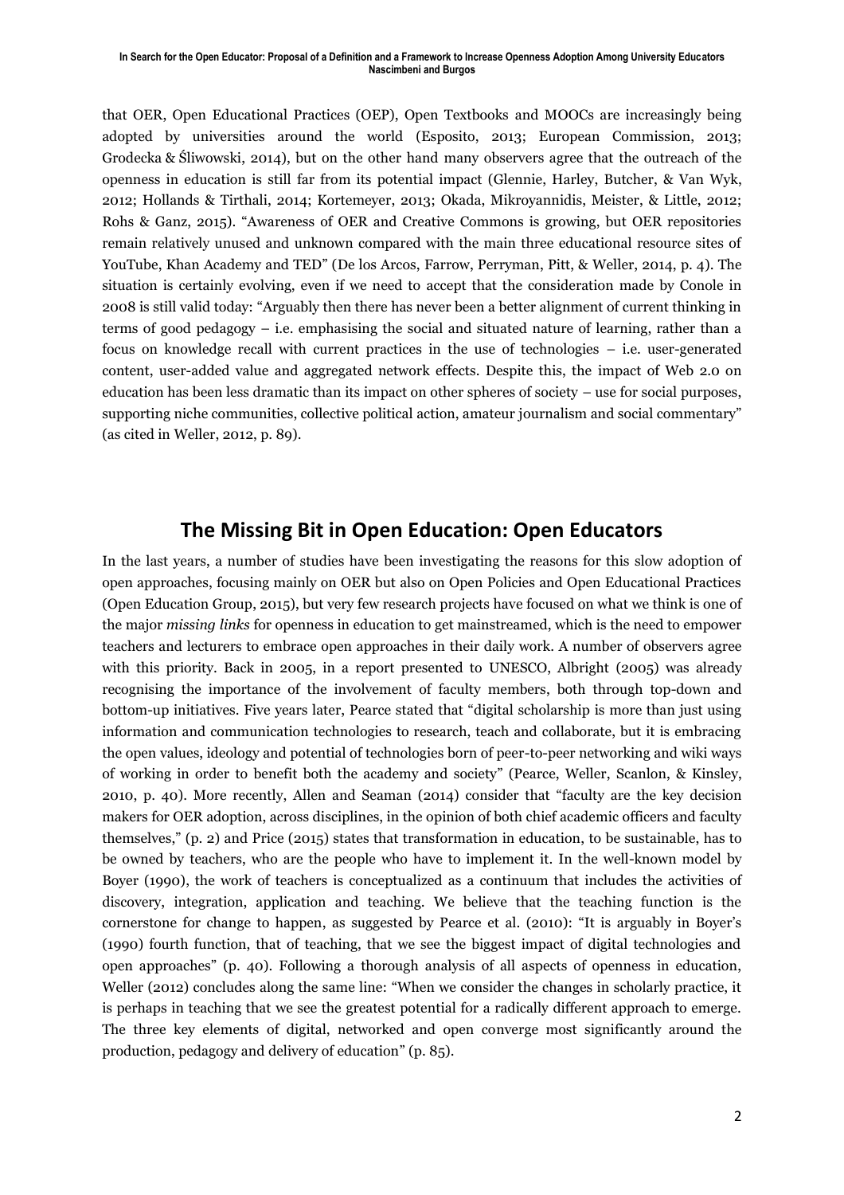that OER, Open Educational Practices (OEP), Open Textbooks and MOOCs are increasingly being adopted by universities around the world (Esposito, 2013; European Commission, 2013; Grodecka & Śliwowski, 2014), but on the other hand many observers agree that the outreach of the openness in education is still far from its potential impact (Glennie, Harley, Butcher, & Van Wyk, 2012; Hollands & Tirthali, 2014; Kortemeyer, 2013; Okada, Mikroyannidis, Meister, & Little, 2012; Rohs & Ganz, 2015). "Awareness of OER and Creative Commons is growing, but OER repositories remain relatively unused and unknown compared with the main three educational resource sites of YouTube, Khan Academy and TED" (De los Arcos, Farrow, Perryman, Pitt, & Weller, 2014, p. 4). The situation is certainly evolving, even if we need to accept that the consideration made by Conole in 2008 is still valid today: "Arguably then there has never been a better alignment of current thinking in terms of good pedagogy – i.e. emphasising the social and situated nature of learning, rather than a focus on knowledge recall with current practices in the use of technologies – i.e. user-generated content, user-added value and aggregated network effects. Despite this, the impact of Web 2.0 on education has been less dramatic than its impact on other spheres of society – use for social purposes, supporting niche communities, collective political action, amateur journalism and social commentary" (as cited in Weller, 2012, p. 89).

## The Missing Bit in Open Education: Open Educators

In the last years, a number of studies have been investigating the reasons for this slow adoption of open approaches, focusing mainly on OER but also on Open Policies and Open Educational Practices (Open Education Group, 2015), but very few research projects have focused on what we think is one of the major *missing links* for openness in education to get mainstreamed, which is the need to empower teachers and lecturers to embrace open approaches in their daily work. A number of observers agree with this priority. Back in 2005, in a report presented to UNESCO, Albright (2005) was already recognising the importance of the involvement of faculty members, both through top-down and bottom-up initiatives. Five years later, Pearce stated that "digital scholarship is more than just using information and communication technologies to research, teach and collaborate, but it is embracing the open values, ideology and potential of technologies born of peer-to-peer networking and wiki ways of working in order to benefit both the academy and society" (Pearce, Weller, Scanlon, & Kinsley, 2010, p. 40). More recently, Allen and Seaman (2014) consider that "faculty are the key decision makers for OER adoption, across disciplines, in the opinion of both chief academic officers and faculty themselves," (p. 2) and Price (2015) states that transformation in education, to be sustainable, has to be owned by teachers, who are the people who have to implement it. In the well-known model by Boyer (1990), the work of teachers is conceptualized as a continuum that includes the activities of discovery, integration, application and teaching. We believe that the teaching function is the cornerstone for change to happen, as suggested by Pearce et al. (2010): "It is arguably in Boyer's (1990) fourth function, that of teaching, that we see the biggest impact of digital technologies and open approaches" (p. 40). Following a thorough analysis of all aspects of openness in education, Weller (2012) concludes along the same line: "When we consider the changes in scholarly practice, it is perhaps in teaching that we see the greatest potential for a radically different approach to emerge. The three key elements of digital, networked and open converge most significantly around the production, pedagogy and delivery of education" (p. 85).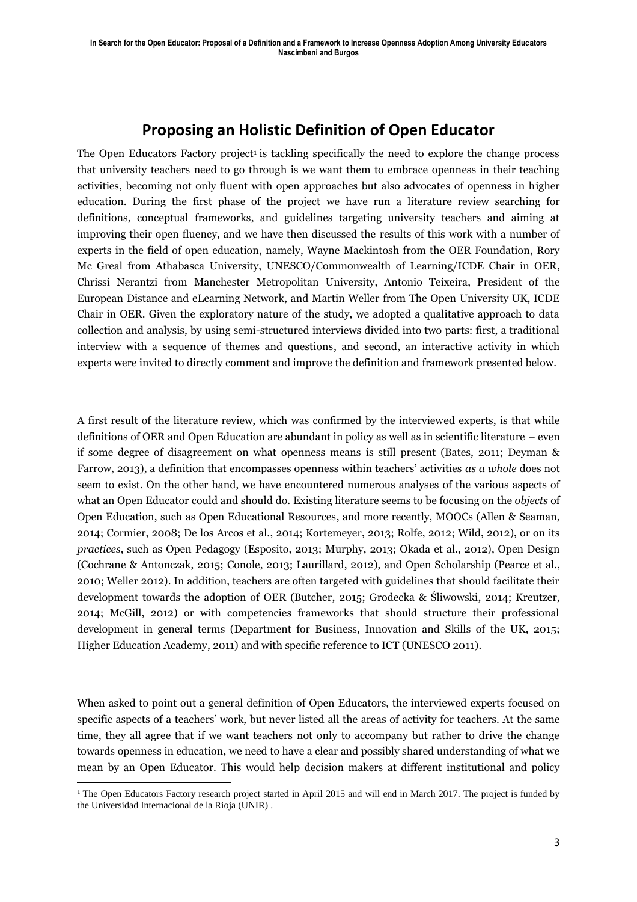## Proposing an Holistic Definition of Open Educator

The Open Educators Factory project[1] is tackling specifically the need to explore the change process that university teachers need to go through is we want them to embrace openness in their teaching activities, becoming not only fluent with open approaches but also advocates of openness in higher education. During the first phase of the project we have run a literature review searching for definitions, conceptual frameworks, and guidelines targeting university teachers and aiming at improving their open fluency, and we have then discussed the results of this work with a number of experts in the field of open education, namely, Wayne Mackintosh from the OER Foundation, Rory Mc Greal from Athabasca University, UNESCO/Commonwealth of Learning/ICDE Chair in OER, Chrissi Nerantzi from Manchester Metropolitan University, Antonio Teixeira, President of the European Distance and eLearning Network, and Martin Weller from The Open University UK, ICDE Chair in OER. Given the exploratory nature of the study, we adopted a qualitative approach to data collection and analysis, by using semi-structured interviews divided into two parts: first, a traditional interview with a sequence of themes and questions, and second, an interactive activity in which experts were invited to directly comment and improve the definition and framework presented below.

A first result of the literature review, which was confirmed by the interviewed experts, is that while definitions of OER and Open Education are abundant in policy as well as in scientific literature – even if some degree of disagreement on what openness means is still present (Bates, 2011; Deyman & Farrow, 2013), a definition that encompasses openness within teachers' activities *as a whole* does not seem to exist. On the other hand, we have encountered numerous analyses of the various aspects of what an Open Educator could and should do. Existing literature seems to be focusing on the *objects* of Open Education, such as Open Educational Resources, and more recently, MOOCs (Allen & Seaman, 2014; Cormier, 2008; De los Arcos et al., 2014; Kortemeyer, 2013; Rolfe, 2012; Wild, 2012), or on its *practices*, such as Open Pedagogy (Esposito, 2013; Murphy, 2013; Okada et al., 2012), Open Design (Cochrane & Antonczak, 2015; Conole, 2013; Laurillard, 2012), and Open Scholarship (Pearce et al., 2010; Weller 2012). In addition, teachers are often targeted with guidelines that should facilitate their development towards the adoption of OER (Butcher, 2015; Grodecka & Śliwowski, 2014; Kreutzer, 2014; McGill, 2012) or with competencies frameworks that should structure their professional development in general terms (Department for Business, Innovation and Skills of the UK, 2015; Higher Education Academy, 2011) and with specific reference to ICT (UNESCO 2011).

When asked to point out a general definition of Open Educators, the interviewed experts focused on specific aspects of a teachers' work, but never listed all the areas of activity for teachers. At the same time, they all agree that if we want teachers not only to accompany but rather to drive the change towards openness in education, we need to have a clear and possibly shared understanding of what we mean by an Open Educator. This would help decision makers at different institutional and policy

[1] The Open Educators Factory research project started in April 2015 and will end in March 2017. The project is funded by the Universidad Internacional de la Rioja (UNIR) .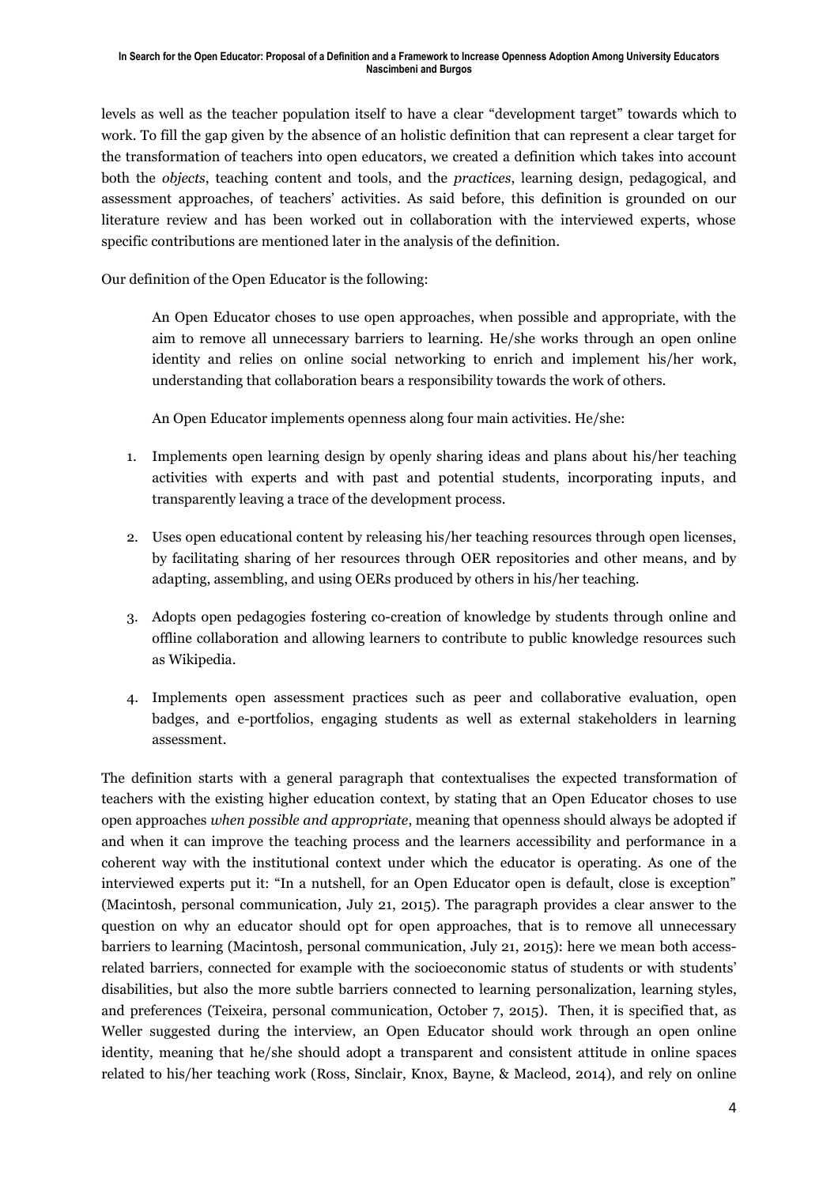levels as well as the teacher population itself to have a clear "development target" towards which to work. To fill the gap given by the absence of an holistic definition that can represent a clear target for the transformation of teachers into open educators, we created a definition which takes into account both the *objects*, teaching content and tools, and the *practices*, learning design, pedagogical, and assessment approaches, of teachers' activities. As said before, this definition is grounded on our literature review and has been worked out in collaboration with the interviewed experts, whose specific contributions are mentioned later in the analysis of the definition.

Our definition of the Open Educator is the following:

> An Open Educator choses to use open approaches, when possible and appropriate, with the aim to remove all unnecessary barriers to learning. He/she works through an open online identity and relies on online social networking to enrich and implement his/her work, understanding that collaboration bears a responsibility towards the work of others.
>
> An Open Educator implements openness along four main activities. He/she:
>
> 1. Implements open learning design by openly sharing ideas and plans about his/her teaching activities with experts and with past and potential students, incorporating inputs, and transparently leaving a trace of the development process.
> 2. Uses open educational content by releasing his/her teaching resources through open licenses, by facilitating sharing of her resources through OER repositories and other means, and by adapting, assembling, and using OERs produced by others in his/her teaching.
> 3. Adopts open pedagogies fostering co-creation of knowledge by students through online and offline collaboration and allowing learners to contribute to public knowledge resources such as Wikipedia.
> 4. Implements open assessment practices such as peer and collaborative evaluation, open badges, and e-portfolios, engaging students as well as external stakeholders in learning assessment.

The definition starts with a general paragraph that contextualises the expected transformation of teachers with the existing higher education context, by stating that an Open Educator choses to use open approaches *when possible and appropriate*, meaning that openness should always be adopted if and when it can improve the teaching process and the learners accessibility and performance in a coherent way with the institutional context under which the educator is operating. As one of the interviewed experts put it: "In a nutshell, for an Open Educator open is default, close is exception" (Macintosh, personal communication, July 21, 2015). The paragraph provides a clear answer to the question on why an educator should opt for open approaches, that is to remove all unnecessary barriers to learning (Macintosh, personal communication, July 21, 2015): here we mean both access-related barriers, connected for example with the socioeconomic status of students or with students' disabilities, but also the more subtle barriers connected to learning personalization, learning styles, and preferences (Teixeira, personal communication, October 7, 2015). Then, it is specified that, as Weller suggested during the interview, an Open Educator should work through an open online identity, meaning that he/she should adopt a transparent and consistent attitude in online spaces related to his/her teaching work (Ross, Sinclair, Knox, Bayne, & Macleod, 2014), and rely on online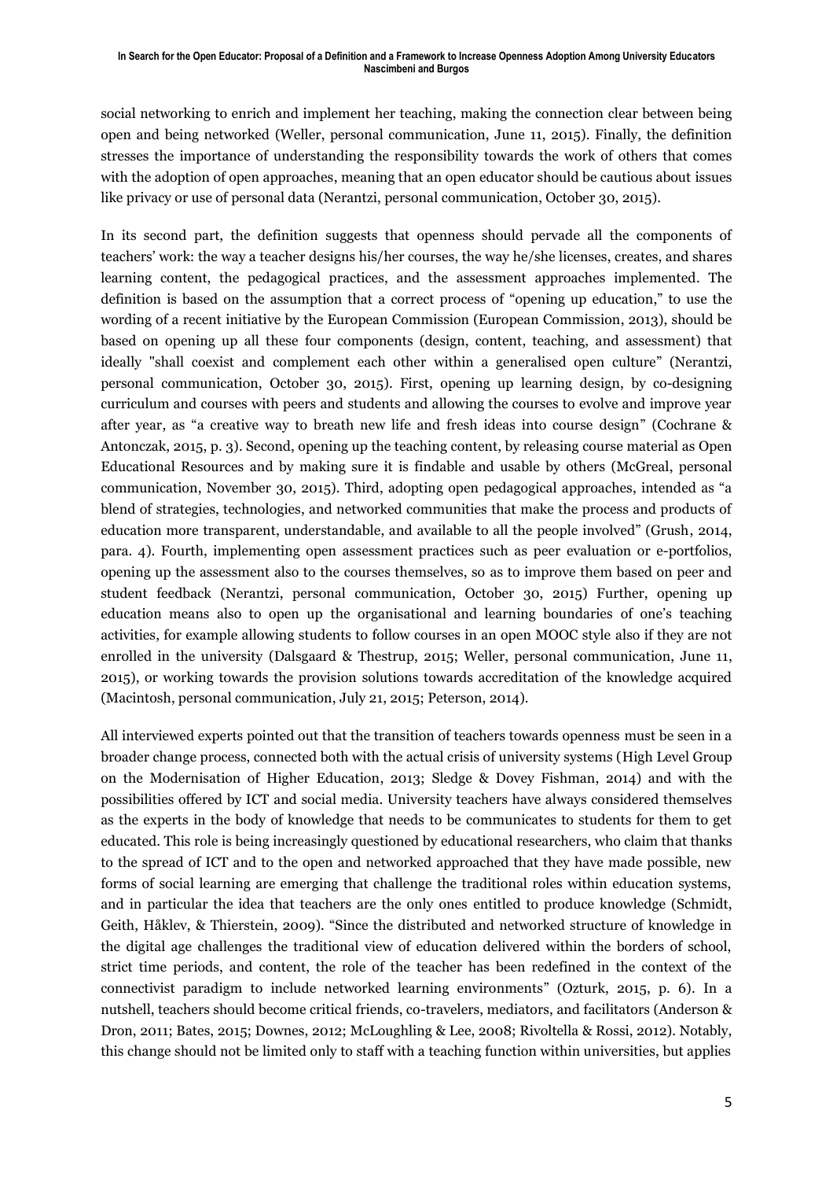social networking to enrich and implement her teaching, making the connection clear between being open and being networked (Weller, personal communication, June 11, 2015). Finally, the definition stresses the importance of understanding the responsibility towards the work of others that comes with the adoption of open approaches, meaning that an open educator should be cautious about issues like privacy or use of personal data (Nerantzi, personal communication, October 30, 2015).

In its second part, the definition suggests that openness should pervade all the components of teachers' work: the way a teacher designs his/her courses, the way he/she licenses, creates, and shares learning content, the pedagogical practices, and the assessment approaches implemented. The definition is based on the assumption that a correct process of "opening up education," to use the wording of a recent initiative by the European Commission (European Commission, 2013), should be based on opening up all these four components (design, content, teaching, and assessment) that ideally "shall coexist and complement each other within a generalised open culture" (Nerantzi, personal communication, October 30, 2015). First, opening up learning design, by co-designing curriculum and courses with peers and students and allowing the courses to evolve and improve year after year, as "a creative way to breath new life and fresh ideas into course design" (Cochrane & Antonczak, 2015, p. 3). Second, opening up the teaching content, by releasing course material as Open Educational Resources and by making sure it is findable and usable by others (McGreal, personal communication, November 30, 2015). Third, adopting open pedagogical approaches, intended as "a blend of strategies, technologies, and networked communities that make the process and products of education more transparent, understandable, and available to all the people involved" (Grush, 2014, para. 4). Fourth, implementing open assessment practices such as peer evaluation or e-portfolios, opening up the assessment also to the courses themselves, so as to improve them based on peer and student feedback (Nerantzi, personal communication, October 30, 2015) Further, opening up education means also to open up the organisational and learning boundaries of one's teaching activities, for example allowing students to follow courses in an open MOOC style also if they are not enrolled in the university (Dalsgaard & Thestrup, 2015; Weller, personal communication, June 11, 2015), or working towards the provision solutions towards accreditation of the knowledge acquired (Macintosh, personal communication, July 21, 2015; Peterson, 2014).

All interviewed experts pointed out that the transition of teachers towards openness must be seen in a broader change process, connected both with the actual crisis of university systems (High Level Group on the Modernisation of Higher Education, 2013; Sledge & Dovey Fishman, 2014) and with the possibilities offered by ICT and social media. University teachers have always considered themselves as the experts in the body of knowledge that needs to be communicates to students for them to get educated. This role is being increasingly questioned by educational researchers, who claim that thanks to the spread of ICT and to the open and networked approached that they have made possible, new forms of social learning are emerging that challenge the traditional roles within education systems, and in particular the idea that teachers are the only ones entitled to produce knowledge (Schmidt, Geith, Håklev, & Thierstein, 2009). "Since the distributed and networked structure of knowledge in the digital age challenges the traditional view of education delivered within the borders of school, strict time periods, and content, the role of the teacher has been redefined in the context of the connectivist paradigm to include networked learning environments" (Ozturk, 2015, p. 6). In a nutshell, teachers should become critical friends, co-travelers, mediators, and facilitators (Anderson & Dron, 2011; Bates, 2015; Downes, 2012; McLoughling & Lee, 2008; Rivoltella & Rossi, 2012). Notably, this change should not be limited only to staff with a teaching function within universities, but applies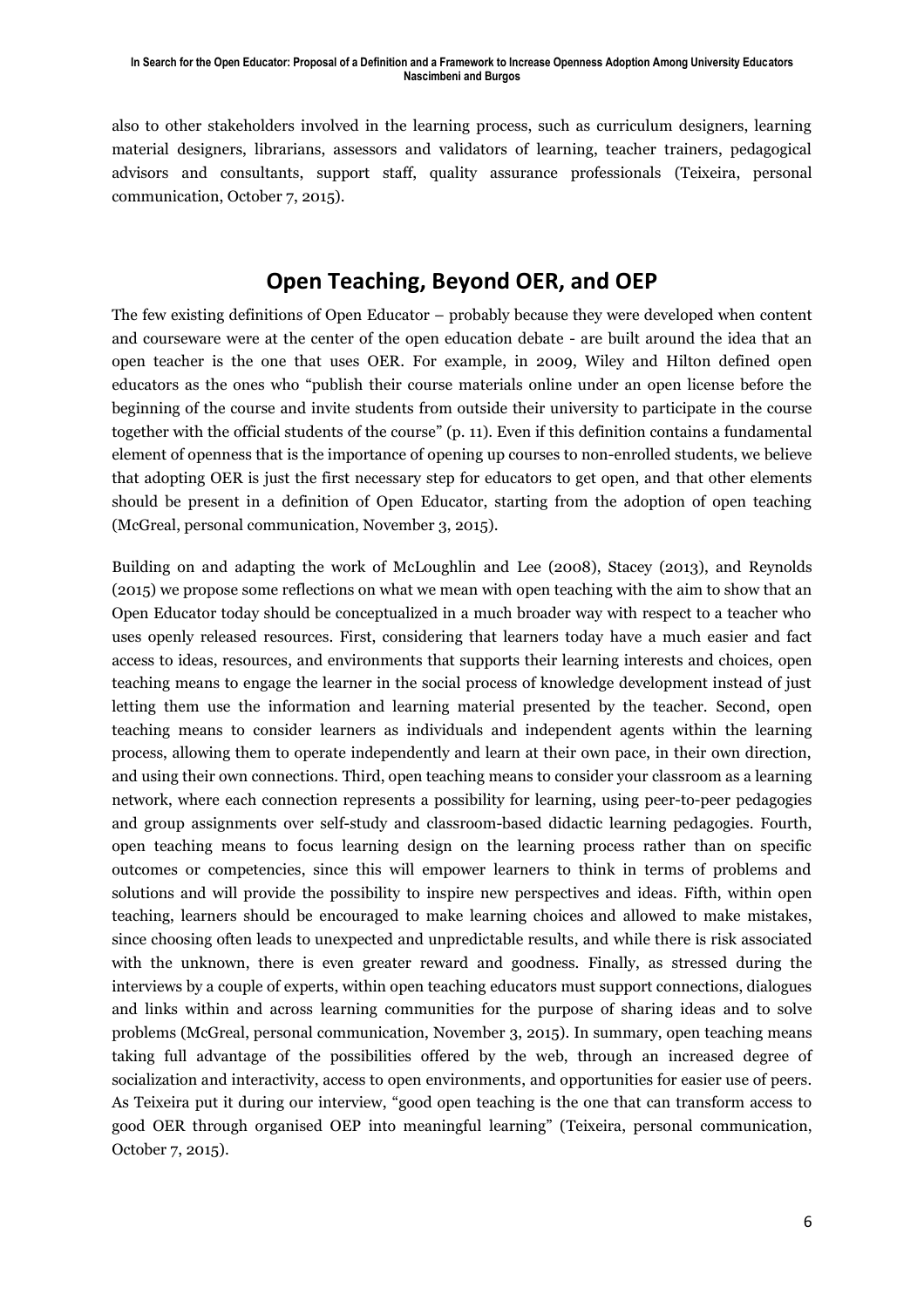also to other stakeholders involved in the learning process, such as curriculum designers, learning material designers, librarians, assessors and validators of learning, teacher trainers, pedagogical advisors and consultants, support staff, quality assurance professionals (Teixeira, personal communication, October 7, 2015).

## Open Teaching, Beyond OER, and OEP

The few existing definitions of Open Educator – probably because they were developed when content and courseware were at the center of the open education debate - are built around the idea that an open teacher is the one that uses OER. For example, in 2009, Wiley and Hilton defined open educators as the ones who "publish their course materials online under an open license before the beginning of the course and invite students from outside their university to participate in the course together with the official students of the course" (p. 11). Even if this definition contains a fundamental element of openness that is the importance of opening up courses to non-enrolled students, we believe that adopting OER is just the first necessary step for educators to get open, and that other elements should be present in a definition of Open Educator, starting from the adoption of open teaching (McGreal, personal communication, November 3, 2015).

Building on and adapting the work of McLoughlin and Lee (2008), Stacey (2013), and Reynolds (2015) we propose some reflections on what we mean with open teaching with the aim to show that an Open Educator today should be conceptualized in a much broader way with respect to a teacher who uses openly released resources. First, considering that learners today have a much easier and fact access to ideas, resources, and environments that supports their learning interests and choices, open teaching means to engage the learner in the social process of knowledge development instead of just letting them use the information and learning material presented by the teacher. Second, open teaching means to consider learners as individuals and independent agents within the learning process, allowing them to operate independently and learn at their own pace, in their own direction, and using their own connections. Third, open teaching means to consider your classroom as a learning network, where each connection represents a possibility for learning, using peer-to-peer pedagogies and group assignments over self-study and classroom-based didactic learning pedagogies. Fourth, open teaching means to focus learning design on the learning process rather than on specific outcomes or competencies, since this will empower learners to think in terms of problems and solutions and will provide the possibility to inspire new perspectives and ideas. Fifth, within open teaching, learners should be encouraged to make learning choices and allowed to make mistakes, since choosing often leads to unexpected and unpredictable results, and while there is risk associated with the unknown, there is even greater reward and goodness. Finally, as stressed during the interviews by a couple of experts, within open teaching educators must support connections, dialogues and links within and across learning communities for the purpose of sharing ideas and to solve problems (McGreal, personal communication, November 3, 2015). In summary, open teaching means taking full advantage of the possibilities offered by the web, through an increased degree of socialization and interactivity, access to open environments, and opportunities for easier use of peers. As Teixeira put it during our interview, "good open teaching is the one that can transform access to good OER through organised OEP into meaningful learning" (Teixeira, personal communication, October 7, 2015).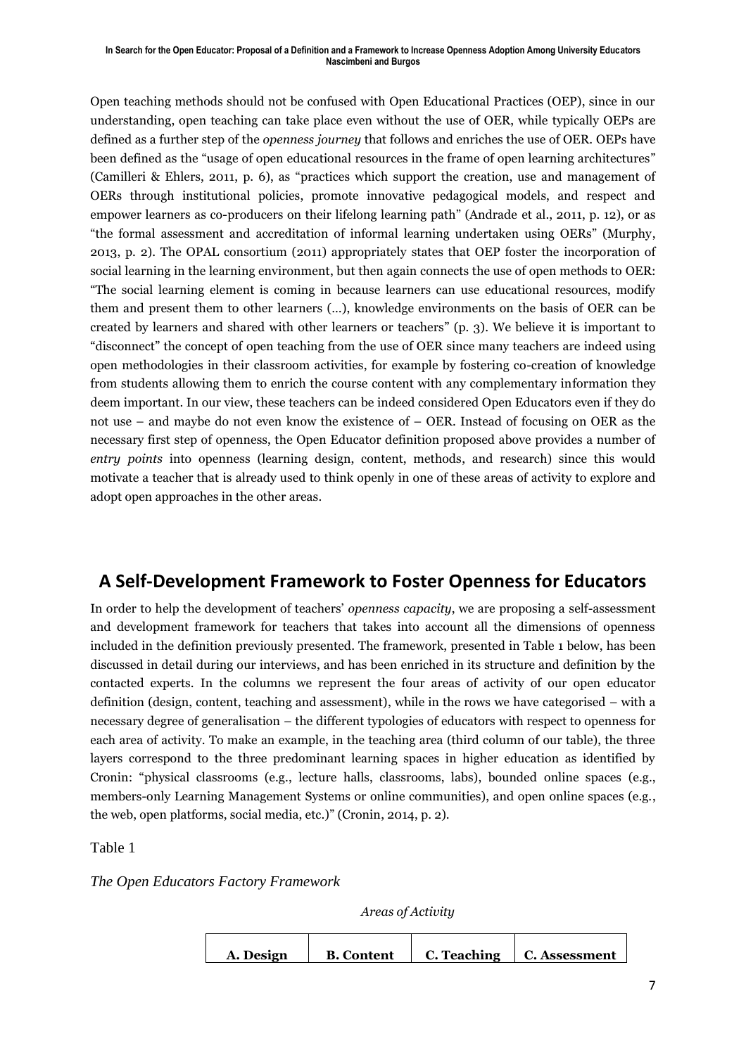Open teaching methods should not be confused with Open Educational Practices (OEP), since in our understanding, open teaching can take place even without the use of OER, while typically OEPs are defined as a further step of the *openness journey* that follows and enriches the use of OER. OEPs have been defined as the "usage of open educational resources in the frame of open learning architectures" (Camilleri & Ehlers, 2011, p. 6), as "practices which support the creation, use and management of OERs through institutional policies, promote innovative pedagogical models, and respect and empower learners as co-producers on their lifelong learning path" (Andrade et al., 2011, p. 12), or as "the formal assessment and accreditation of informal learning undertaken using OERs" (Murphy, 2013, p. 2). The OPAL consortium (2011) appropriately states that OEP foster the incorporation of social learning in the learning environment, but then again connects the use of open methods to OER: "The social learning element is coming in because learners can use educational resources, modify them and present them to other learners (…), knowledge environments on the basis of OER can be created by learners and shared with other learners or teachers" (p. 3). We believe it is important to "disconnect" the concept of open teaching from the use of OER since many teachers are indeed using open methodologies in their classroom activities, for example by fostering co-creation of knowledge from students allowing them to enrich the course content with any complementary information they deem important. In our view, these teachers can be indeed considered Open Educators even if they do not use – and maybe do not even know the existence of – OER. Instead of focusing on OER as the necessary first step of openness, the Open Educator definition proposed above provides a number of *entry points* into openness (learning design, content, methods, and research) since this would motivate a teacher that is already used to think openly in one of these areas of activity to explore and adopt open approaches in the other areas.

## A Self-Development Framework to Foster Openness for Educators

In order to help the development of teachers' *openness capacity*, we are proposing a self-assessment and development framework for teachers that takes into account all the dimensions of openness included in the definition previously presented. The framework, presented in Table 1 below, has been discussed in detail during our interviews, and has been enriched in its structure and definition by the contacted experts. In the columns we represent the four areas of activity of our open educator definition (design, content, teaching and assessment), while in the rows we have categorised – with a necessary degree of generalisation – the different typologies of educators with respect to openness for each area of activity. To make an example, in the teaching area (third column of our table), the three layers correspond to the three predominant learning spaces in higher education as identified by Cronin: "physical classrooms (e.g., lecture halls, classrooms, labs), bounded online spaces (e.g., members-only Learning Management Systems or online communities), and open online spaces (e.g., the web, open platforms, social media, etc.)" (Cronin, 2014, p. 2).

Table 1

*The Open Educators Factory Framework*

*Areas of Activity*

| A. Design | B. Content | C. Teaching | C. Assessment |
|---|---|---|---|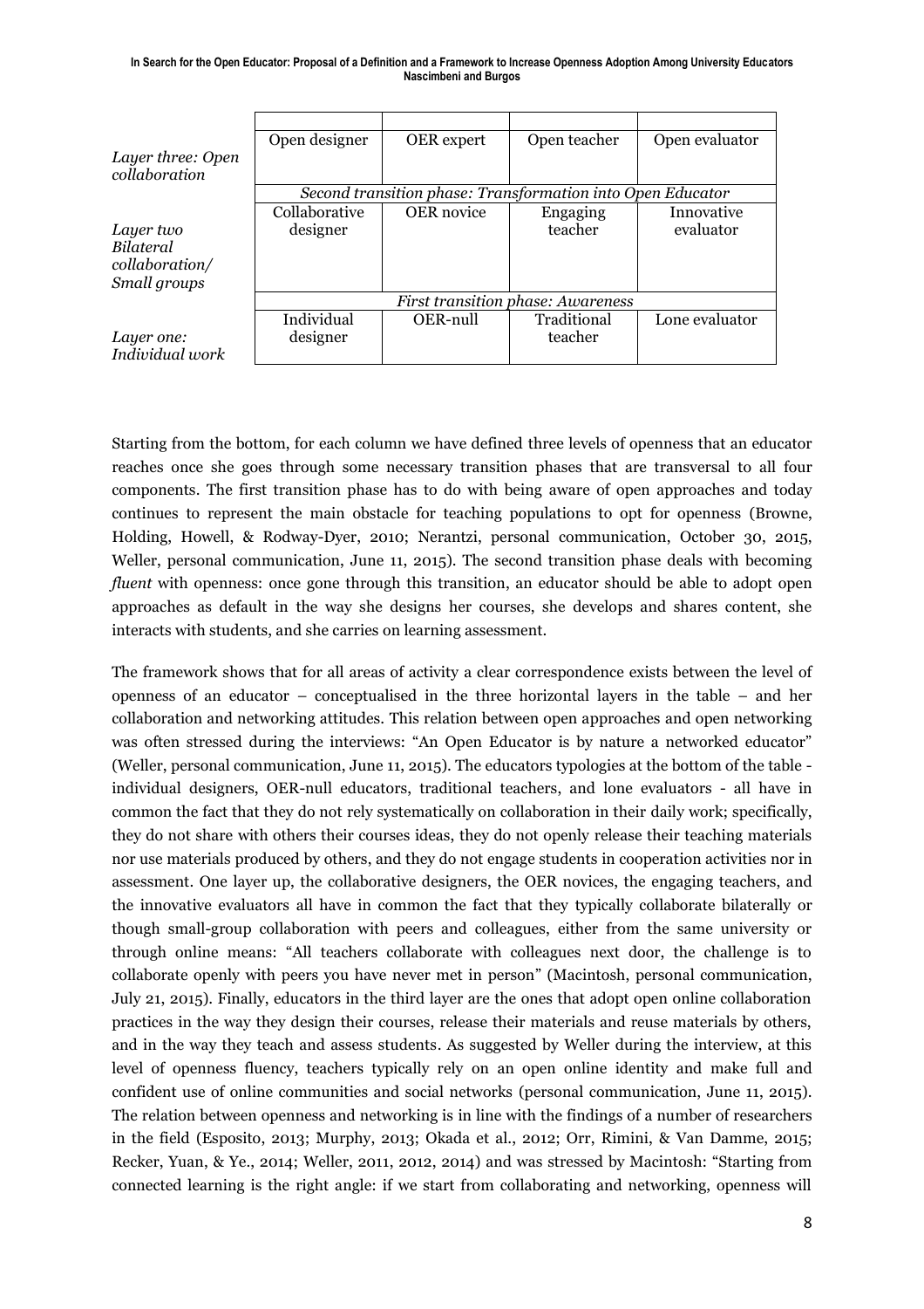| | | | | |
|---|---|---|---|---|
| *Layer three: Open collaboration* | Open designer | OER expert | Open teacher | Open evaluator |
| | *Second transition phase: Transformation into Open Educator* | | | |
| *Layer two Bilateral collaboration/ Small groups* | Collaborative designer | OER novice | Engaging teacher | Innovative evaluator |
| | *First transition phase: Awareness* | | | |
| *Layer one: Individual work* | Individual designer | OER-null | Traditional teacher | Lone evaluator |

Starting from the bottom, for each column we have defined three levels of openness that an educator reaches once she goes through some necessary transition phases that are transversal to all four components. The first transition phase has to do with being aware of open approaches and today continues to represent the main obstacle for teaching populations to opt for openness (Browne, Holding, Howell, & Rodway-Dyer, 2010; Nerantzi, personal communication, October 30, 2015, Weller, personal communication, June 11, 2015). The second transition phase deals with becoming *fluent* with openness: once gone through this transition, an educator should be able to adopt open approaches as default in the way she designs her courses, she develops and shares content, she interacts with students, and she carries on learning assessment.

The framework shows that for all areas of activity a clear correspondence exists between the level of openness of an educator – conceptualised in the three horizontal layers in the table – and her collaboration and networking attitudes. This relation between open approaches and open networking was often stressed during the interviews: "An Open Educator is by nature a networked educator" (Weller, personal communication, June 11, 2015). The educators typologies at the bottom of the table - individual designers, OER-null educators, traditional teachers, and lone evaluators - all have in common the fact that they do not rely systematically on collaboration in their daily work; specifically, they do not share with others their courses ideas, they do not openly release their teaching materials nor use materials produced by others, and they do not engage students in cooperation activities nor in assessment. One layer up, the collaborative designers, the OER novices, the engaging teachers, and the innovative evaluators all have in common the fact that they typically collaborate bilaterally or though small-group collaboration with peers and colleagues, either from the same university or through online means: "All teachers collaborate with colleagues next door, the challenge is to collaborate openly with peers you have never met in person" (Macintosh, personal communication, July 21, 2015). Finally, educators in the third layer are the ones that adopt open online collaboration practices in the way they design their courses, release their materials and reuse materials by others, and in the way they teach and assess students. As suggested by Weller during the interview, at this level of openness fluency, teachers typically rely on an open online identity and make full and confident use of online communities and social networks (personal communication, June 11, 2015). The relation between openness and networking is in line with the findings of a number of researchers in the field (Esposito, 2013; Murphy, 2013; Okada et al., 2012; Orr, Rimini, & Van Damme, 2015; Recker, Yuan, & Ye., 2014; Weller, 2011, 2012, 2014) and was stressed by Macintosh: "Starting from connected learning is the right angle: if we start from collaborating and networking, openness will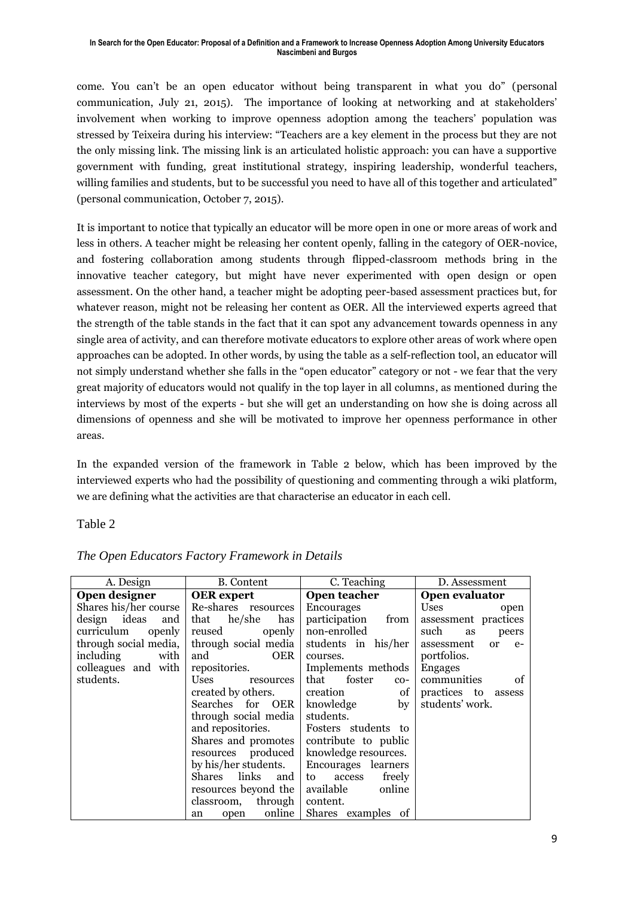come. You can't be an open educator without being transparent in what you do" (personal communication, July 21, 2015). The importance of looking at networking and at stakeholders' involvement when working to improve openness adoption among the teachers' population was stressed by Teixeira during his interview: "Teachers are a key element in the process but they are not the only missing link. The missing link is an articulated holistic approach: you can have a supportive government with funding, great institutional strategy, inspiring leadership, wonderful teachers, willing families and students, but to be successful you need to have all of this together and articulated" (personal communication, October 7, 2015).

It is important to notice that typically an educator will be more open in one or more areas of work and less in others. A teacher might be releasing her content openly, falling in the category of OER-novice, and fostering collaboration among students through flipped-classroom methods bring in the innovative teacher category, but might have never experimented with open design or open assessment. On the other hand, a teacher might be adopting peer-based assessment practices but, for whatever reason, might not be releasing her content as OER. All the interviewed experts agreed that the strength of the table stands in the fact that it can spot any advancement towards openness in any single area of activity, and can therefore motivate educators to explore other areas of work where open approaches can be adopted. In other words, by using the table as a self-reflection tool, an educator will not simply understand whether she falls in the "open educator" category or not - we fear that the very great majority of educators would not qualify in the top layer in all columns, as mentioned during the interviews by most of the experts - but she will get an understanding on how she is doing across all dimensions of openness and she will be motivated to improve her openness performance in other areas.

In the expanded version of the framework in Table 2 below, which has been improved by the interviewed experts who had the possibility of questioning and commenting through a wiki platform, we are defining what the activities are that characterise an educator in each cell.

Table 2

*The Open Educators Factory Framework in Details*

| A. Design | B. Content | C. Teaching | D. Assessment |
|---|---|---|---|
| **Open designer**<br>Shares his/her course design ideas and curriculum openly through social media, including with colleagues and with students. | **OER expert**<br>Re-shares resources that he/she has reused openly through social media and OER repositories.<br>Uses resources created by others.<br>Searches for OER through social media and repositories.<br>Shares and promotes resources produced by his/her students.<br>Shares links and resources beyond the classroom, through an open online | **Open teacher**<br>Encourages participation from non-enrolled students in his/her courses.<br>Implements methods that foster co-creation of knowledge by students.<br>Fosters students to contribute to public knowledge resources.<br>Encourages learners to access freely available online content.<br>Shares examples of | **Open evaluator**<br>Uses open assessment practices such as peers assessment or e-portfolios.<br>Engages communities of practices to assess students' work. |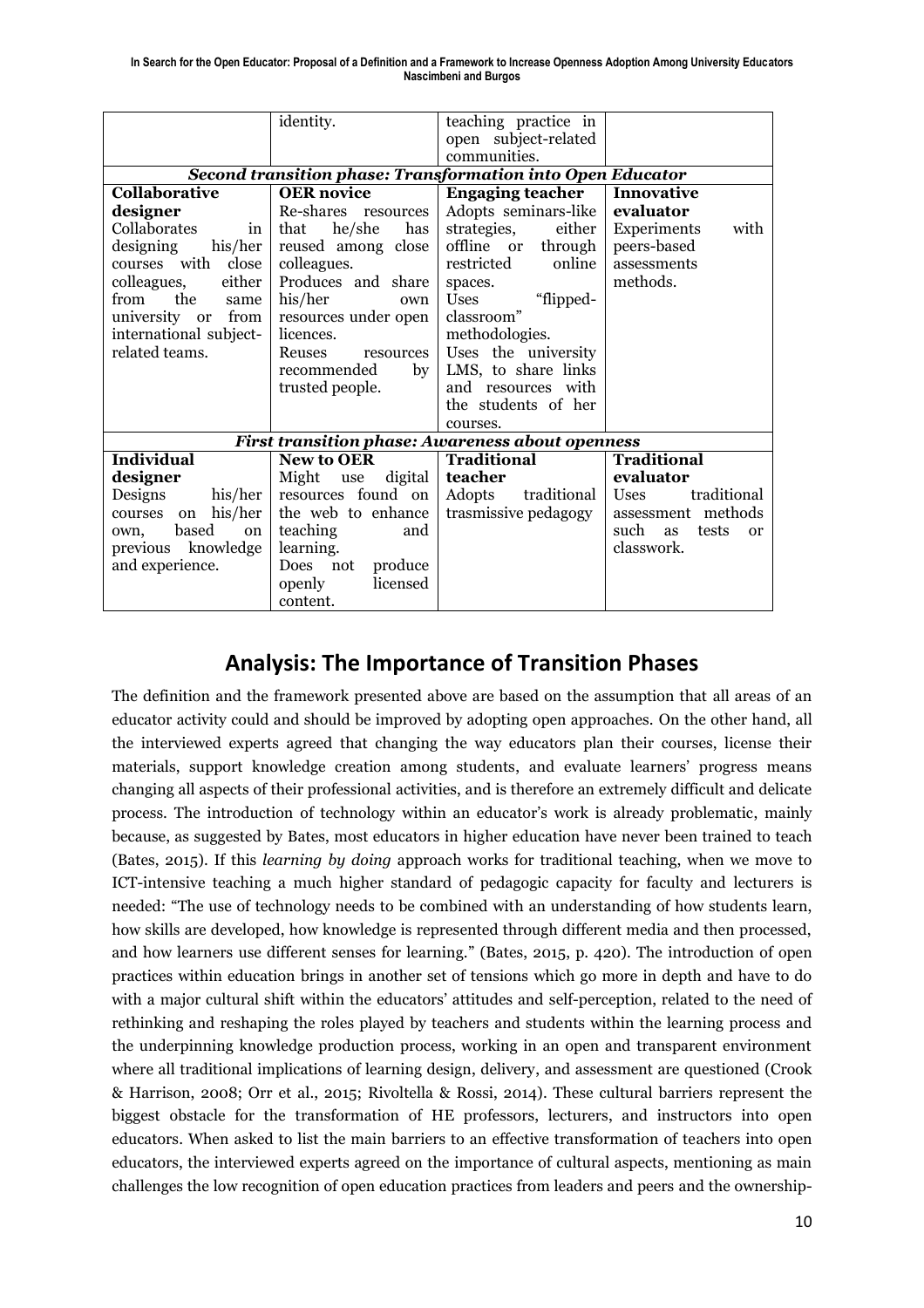|  | identity. | teaching practice in open subject-related communities. |  |
|---|---|---|---|
| ***Second transition phase: Transformation into Open Educator*** | | | |
| **Collaborative designer**<br>Collaborates in designing his/her courses with close colleagues, either from the same university or from international subject-related teams. | **OER novice**<br>Re-shares resources that he/she has reused among close colleagues.<br>Produces and share his/her own resources under open licences.<br>Reuses resources recommended by trusted people. | **Engaging teacher**<br>Adopts seminars-like strategies, either offline or through restricted online spaces.<br>Uses "flipped-classroom" methodologies.<br>Uses the university LMS, to share links and resources with the students of her courses. | **Innovative evaluator**<br>Experiments with peers-based assessments methods. |
| ***First transition phase: Awareness about openness*** | | | |
| **Individual designer**<br>Designs his/her courses on his/her own, based on previous knowledge and experience. | **New to OER**<br>Might use digital resources found on the web to enhance teaching and learning.<br>Does not produce openly licensed content. | **Traditional teacher**<br>Adopts traditional trasmissive pedagogy | **Traditional evaluator**<br>Uses traditional assessment methods such as tests or classwork. |

## Analysis: The Importance of Transition Phases

The definition and the framework presented above are based on the assumption that all areas of an educator activity could and should be improved by adopting open approaches. On the other hand, all the interviewed experts agreed that changing the way educators plan their courses, license their materials, support knowledge creation among students, and evaluate learners' progress means changing all aspects of their professional activities, and is therefore an extremely difficult and delicate process. The introduction of technology within an educator's work is already problematic, mainly because, as suggested by Bates, most educators in higher education have never been trained to teach (Bates, 2015). If this *learning by doing* approach works for traditional teaching, when we move to ICT-intensive teaching a much higher standard of pedagogic capacity for faculty and lecturers is needed: "The use of technology needs to be combined with an understanding of how students learn, how skills are developed, how knowledge is represented through different media and then processed, and how learners use different senses for learning." (Bates, 2015, p. 420). The introduction of open practices within education brings in another set of tensions which go more in depth and have to do with a major cultural shift within the educators' attitudes and self-perception, related to the need of rethinking and reshaping the roles played by teachers and students within the learning process and the underpinning knowledge production process, working in an open and transparent environment where all traditional implications of learning design, delivery, and assessment are questioned (Crook & Harrison, 2008; Orr et al., 2015; Rivoltella & Rossi, 2014). These cultural barriers represent the biggest obstacle for the transformation of HE professors, lecturers, and instructors into open educators. When asked to list the main barriers to an effective transformation of teachers into open educators, the interviewed experts agreed on the importance of cultural aspects, mentioning as main challenges the low recognition of open education practices from leaders and peers and the ownership-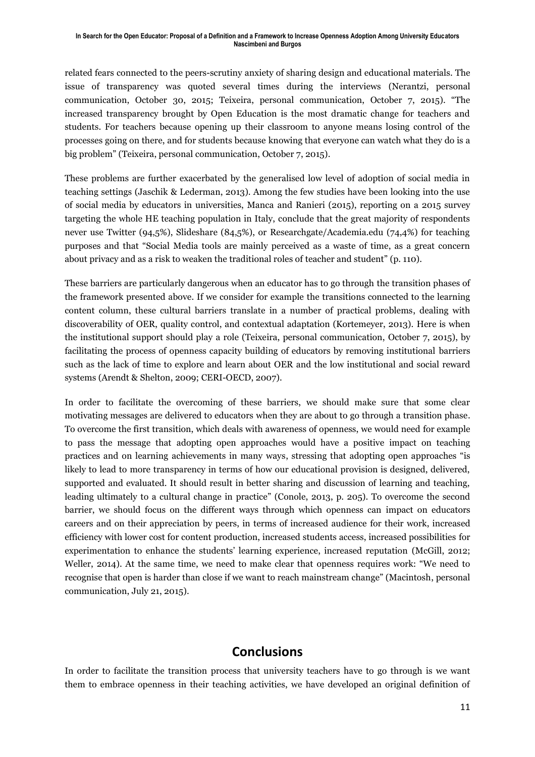related fears connected to the peers-scrutiny anxiety of sharing design and educational materials. The issue of transparency was quoted several times during the interviews (Nerantzi, personal communication, October 30, 2015; Teixeira, personal communication, October 7, 2015). "The increased transparency brought by Open Education is the most dramatic change for teachers and students. For teachers because opening up their classroom to anyone means losing control of the processes going on there, and for students because knowing that everyone can watch what they do is a big problem" (Teixeira, personal communication, October 7, 2015).

These problems are further exacerbated by the generalised low level of adoption of social media in teaching settings (Jaschik & Lederman, 2013). Among the few studies have been looking into the use of social media by educators in universities, Manca and Ranieri (2015), reporting on a 2015 survey targeting the whole HE teaching population in Italy, conclude that the great majority of respondents never use Twitter (94,5%), Slideshare (84,5%), or Researchgate/Academia.edu (74,4%) for teaching purposes and that "Social Media tools are mainly perceived as a waste of time, as a great concern about privacy and as a risk to weaken the traditional roles of teacher and student" (p. 110).

These barriers are particularly dangerous when an educator has to go through the transition phases of the framework presented above. If we consider for example the transitions connected to the learning content column, these cultural barriers translate in a number of practical problems, dealing with discoverability of OER, quality control, and contextual adaptation (Kortemeyer, 2013). Here is when the institutional support should play a role (Teixeira, personal communication, October 7, 2015), by facilitating the process of openness capacity building of educators by removing institutional barriers such as the lack of time to explore and learn about OER and the low institutional and social reward systems (Arendt & Shelton, 2009; CERI-OECD, 2007).

In order to facilitate the overcoming of these barriers, we should make sure that some clear motivating messages are delivered to educators when they are about to go through a transition phase. To overcome the first transition, which deals with awareness of openness, we would need for example to pass the message that adopting open approaches would have a positive impact on teaching practices and on learning achievements in many ways, stressing that adopting open approaches "is likely to lead to more transparency in terms of how our educational provision is designed, delivered, supported and evaluated. It should result in better sharing and discussion of learning and teaching, leading ultimately to a cultural change in practice" (Conole, 2013, p. 205). To overcome the second barrier, we should focus on the different ways through which openness can impact on educators careers and on their appreciation by peers, in terms of increased audience for their work, increased efficiency with lower cost for content production, increased students access, increased possibilities for experimentation to enhance the students' learning experience, increased reputation (McGill, 2012; Weller, 2014). At the same time, we need to make clear that openness requires work: "We need to recognise that open is harder than close if we want to reach mainstream change" (Macintosh, personal communication, July 21, 2015).

## Conclusions

In order to facilitate the transition process that university teachers have to go through is we want them to embrace openness in their teaching activities, we have developed an original definition of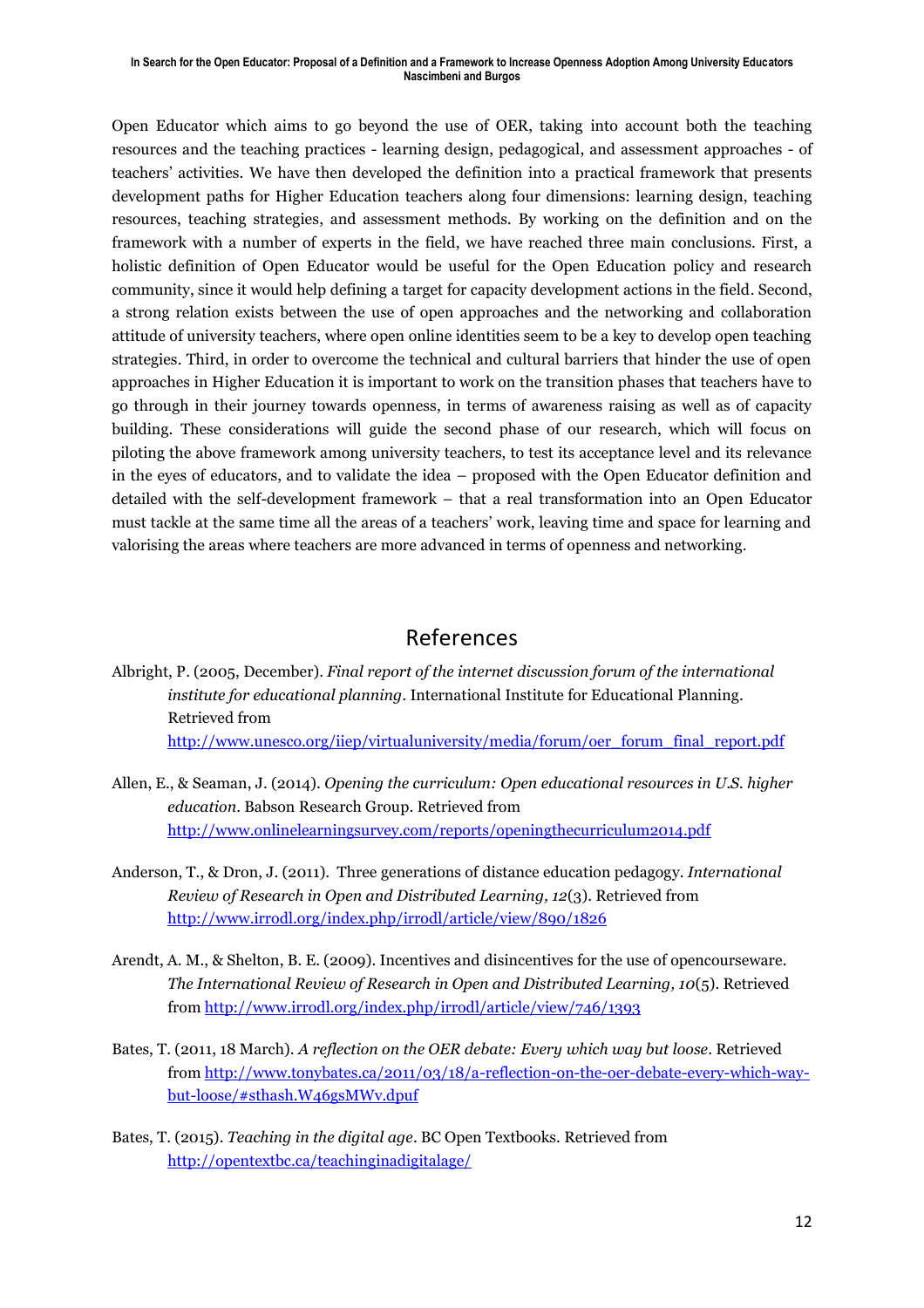Open Educator which aims to go beyond the use of OER, taking into account both the teaching resources and the teaching practices - learning design, pedagogical, and assessment approaches - of teachers' activities. We have then developed the definition into a practical framework that presents development paths for Higher Education teachers along four dimensions: learning design, teaching resources, teaching strategies, and assessment methods. By working on the definition and on the framework with a number of experts in the field, we have reached three main conclusions. First, a holistic definition of Open Educator would be useful for the Open Education policy and research community, since it would help defining a target for capacity development actions in the field. Second, a strong relation exists between the use of open approaches and the networking and collaboration attitude of university teachers, where open online identities seem to be a key to develop open teaching strategies. Third, in order to overcome the technical and cultural barriers that hinder the use of open approaches in Higher Education it is important to work on the transition phases that teachers have to go through in their journey towards openness, in terms of awareness raising as well as of capacity building. These considerations will guide the second phase of our research, which will focus on piloting the above framework among university teachers, to test its acceptance level and its relevance in the eyes of educators, and to validate the idea – proposed with the Open Educator definition and detailed with the self-development framework – that a real transformation into an Open Educator must tackle at the same time all the areas of a teachers' work, leaving time and space for learning and valorising the areas where teachers are more advanced in terms of openness and networking.

## References

Albright, P. (2005, December). *Final report of the internet discussion forum of the international institute for educational planning*. International Institute for Educational Planning. Retrieved from http://www.unesco.org/iiep/virtualuniversity/media/forum/oer_forum_final_report.pdf

Allen, E., & Seaman, J. (2014). *Opening the curriculum: Open educational resources in U.S. higher education*. Babson Research Group. Retrieved from http://www.onlinelearningsurvey.com/reports/openingthecurriculum2014.pdf

Anderson, T., & Dron, J. (2011). Three generations of distance education pedagogy. *International Review of Research in Open and Distributed Learning, 12*(3). Retrieved from http://www.irrodl.org/index.php/irrodl/article/view/890/1826

Arendt, A. M., & Shelton, B. E. (2009). Incentives and disincentives for the use of opencourseware. *The International Review of Research in Open and Distributed Learning, 10*(5). Retrieved from http://www.irrodl.org/index.php/irrodl/article/view/746/1393

Bates, T. (2011, 18 March). *A reflection on the OER debate: Every which way but loose*. Retrieved from http://www.tonybates.ca/2011/03/18/a-reflection-on-the-oer-debate-every-which-way-but-loose/#sthash.W46gsMWv.dpuf

Bates, T. (2015). *Teaching in the digital age*. BC Open Textbooks. Retrieved from http://opentextbc.ca/teachinginadigitalage/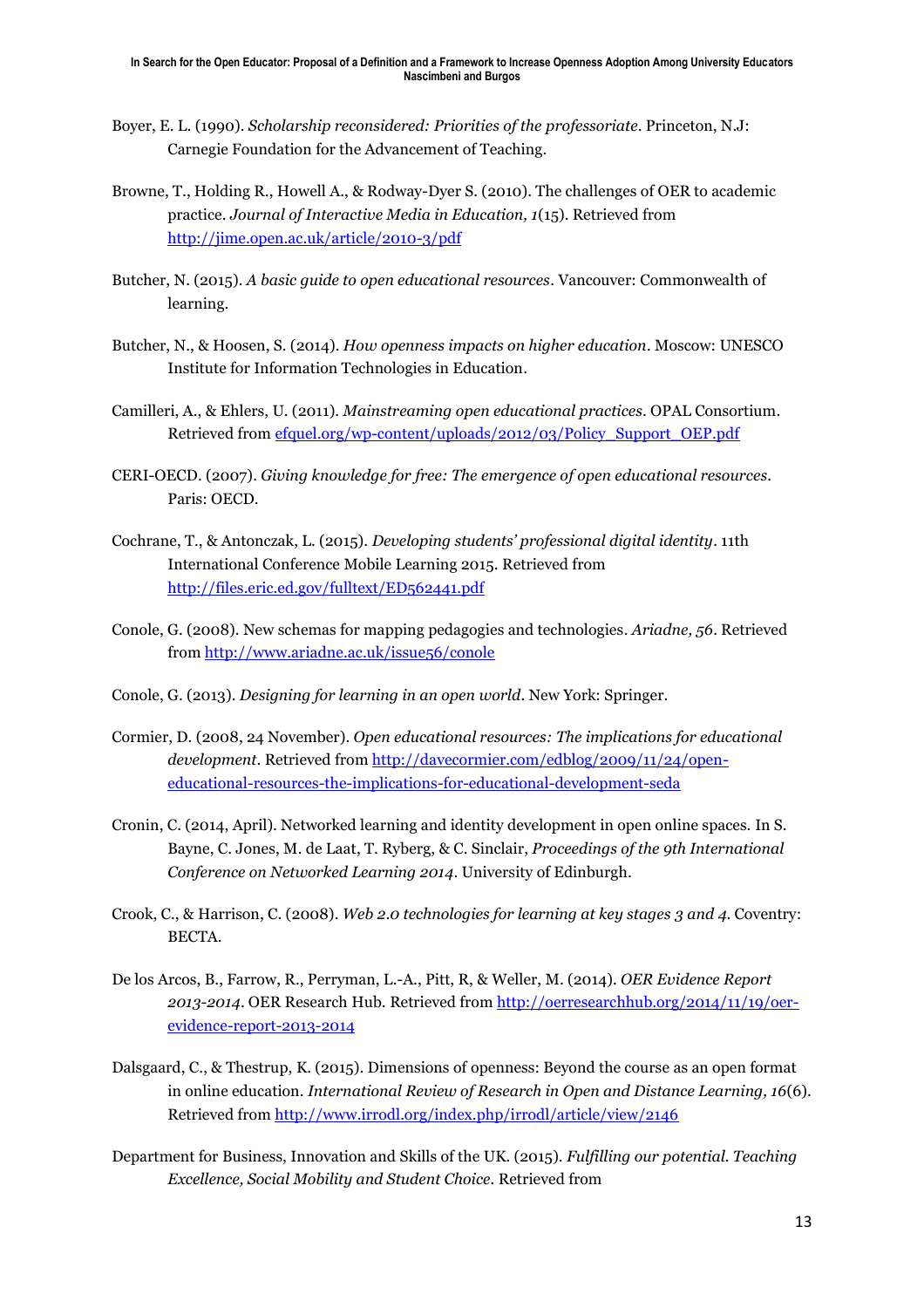Boyer, E. L. (1990). *Scholarship reconsidered: Priorities of the professoriate*. Princeton, N.J: Carnegie Foundation for the Advancement of Teaching.

Browne, T., Holding R., Howell A., & Rodway-Dyer S. (2010). The challenges of OER to academic practice. *Journal of Interactive Media in Education, 1*(15). Retrieved from http://jime.open.ac.uk/article/2010-3/pdf

Butcher, N. (2015). *A basic guide to open educational resources*. Vancouver: Commonwealth of learning.

Butcher, N., & Hoosen, S. (2014). *How openness impacts on higher education*. Moscow: UNESCO Institute for Information Technologies in Education.

Camilleri, A., & Ehlers, U. (2011). *Mainstreaming open educational practices*. OPAL Consortium. Retrieved from efquel.org/wp-content/uploads/2012/03/Policy_Support_OEP.pdf

CERI-OECD. (2007). *Giving knowledge for free: The emergence of open educational resources*. Paris: OECD.

Cochrane, T., & Antonczak, L. (2015). *Developing students' professional digital identity*. 11th International Conference Mobile Learning 2015. Retrieved from http://files.eric.ed.gov/fulltext/ED562441.pdf

Conole, G. (2008). New schemas for mapping pedagogies and technologies. *Ariadne, 56*. Retrieved from http://www.ariadne.ac.uk/issue56/conole

Conole, G. (2013). *Designing for learning in an open world*. New York: Springer.

Cormier, D. (2008, 24 November). *Open educational resources: The implications for educational development*. Retrieved from http://davecormier.com/edblog/2009/11/24/open-educational-resources-the-implications-for-educational-development-seda

Cronin, C. (2014, April). Networked learning and identity development in open online spaces. In S. Bayne, C. Jones, M. de Laat, T. Ryberg, & C. Sinclair, *Proceedings of the 9th International Conference on Networked Learning 2014*. University of Edinburgh.

Crook, C., & Harrison, C. (2008). *Web 2.0 technologies for learning at key stages 3 and 4*. Coventry: BECTA.

De los Arcos, B., Farrow, R., Perryman, L.-A., Pitt, R, & Weller, M. (2014). *OER Evidence Report 2013-2014*. OER Research Hub. Retrieved from http://oerresearchhub.org/2014/11/19/oer-evidence-report-2013-2014

Dalsgaard, C., & Thestrup, K. (2015). Dimensions of openness: Beyond the course as an open format in online education. *International Review of Research in Open and Distance Learning, 16*(6). Retrieved from http://www.irrodl.org/index.php/irrodl/article/view/2146

Department for Business, Innovation and Skills of the UK. (2015). *Fulfilling our potential. Teaching Excellence, Social Mobility and Student Choice.* Retrieved from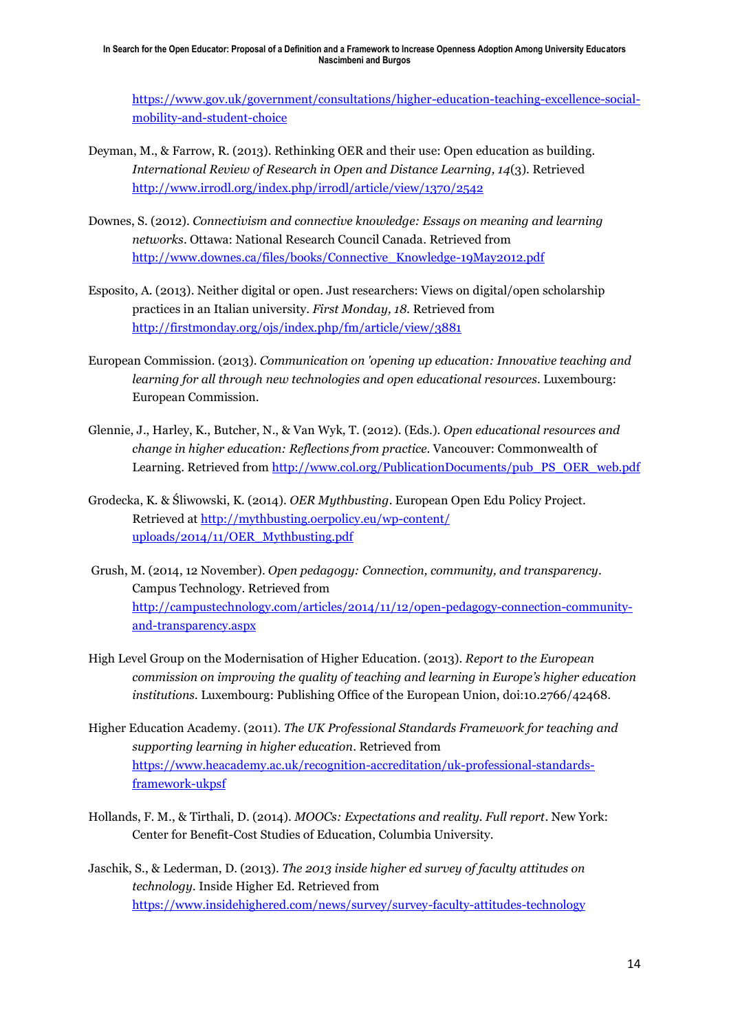https://www.gov.uk/government/consultations/higher-education-teaching-excellence-social-mobility-and-student-choice

Deyman, M., & Farrow, R. (2013). Rethinking OER and their use: Open education as building. *International Review of Research in Open and Distance Learning, 14*(3). Retrieved http://www.irrodl.org/index.php/irrodl/article/view/1370/2542

Downes, S. (2012). *Connectivism and connective knowledge: Essays on meaning and learning networks*. Ottawa: National Research Council Canada. Retrieved from http://www.downes.ca/files/books/Connective_Knowledge-19May2012.pdf

Esposito, A. (2013). Neither digital or open. Just researchers: Views on digital/open scholarship practices in an Italian university. *First Monday, 18.* Retrieved from http://firstmonday.org/ojs/index.php/fm/article/view/3881

European Commission. (2013). *Communication on 'opening up education: Innovative teaching and learning for all through new technologies and open educational resources*. Luxembourg: European Commission.

Glennie, J., Harley, K., Butcher, N., & Van Wyk, T. (2012). (Eds.). *Open educational resources and change in higher education: Reflections from practice*. Vancouver: Commonwealth of Learning. Retrieved from http://www.col.org/PublicationDocuments/pub_PS_OER_web.pdf

Grodecka, K. & Śliwowski, K. (2014). *OER Mythbusting*. European Open Edu Policy Project. Retrieved at http://mythbusting.oerpolicy.eu/wp-content/uploads/2014/11/OER_Mythbusting.pdf

Grush, M. (2014, 12 November). *Open pedagogy: Connection, community, and transparency*. Campus Technology. Retrieved from http://campustechnology.com/articles/2014/11/12/open-pedagogy-connection-community-and-transparency.aspx

High Level Group on the Modernisation of Higher Education. (2013). *Report to the European commission on improving the quality of teaching and learning in Europe's higher education institutions.* Luxembourg: Publishing Office of the European Union, doi:10.2766/42468.

Higher Education Academy. (2011). *The UK Professional Standards Framework for teaching and supporting learning in higher education*. Retrieved from https://www.heacademy.ac.uk/recognition-accreditation/uk-professional-standards-framework-ukpsf

Hollands, F. M., & Tirthali, D. (2014). *MOOCs: Expectations and reality. Full report*. New York: Center for Benefit-Cost Studies of Education, Columbia University.

Jaschik, S., & Lederman, D. (2013). *The 2013 inside higher ed survey of faculty attitudes on technology*. Inside Higher Ed. Retrieved from https://www.insidehighered.com/news/survey/survey-faculty-attitudes-technology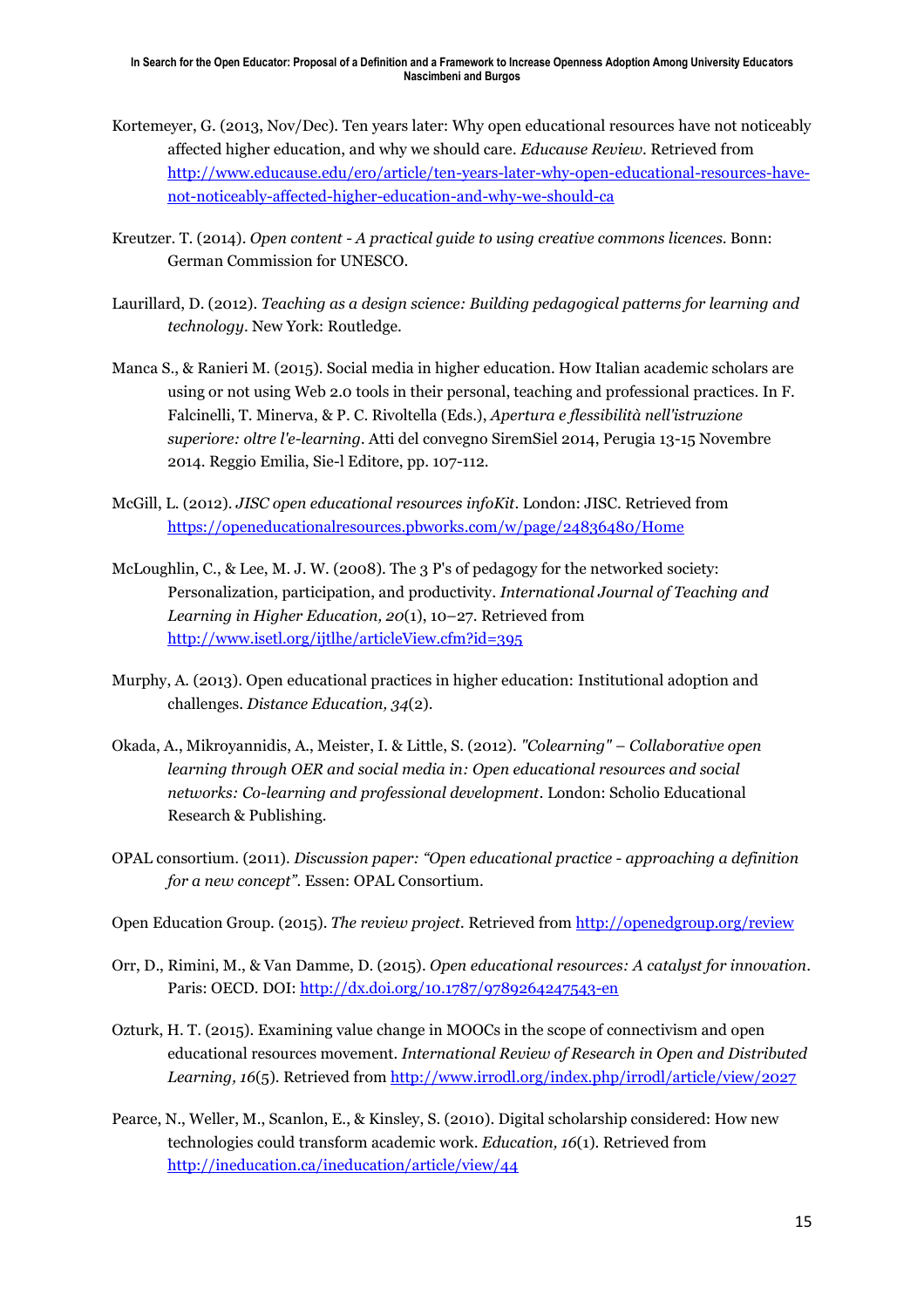Kortemeyer, G. (2013, Nov/Dec). Ten years later: Why open educational resources have not noticeably affected higher education, and why we should care. *Educause Review*. Retrieved from http://www.educause.edu/ero/article/ten-years-later-why-open-educational-resources-have-not-noticeably-affected-higher-education-and-why-we-should-ca

Kreutzer. T. (2014). *Open content - A practical guide to using creative commons licences*. Bonn: German Commission for UNESCO.

Laurillard, D. (2012). *Teaching as a design science: Building pedagogical patterns for learning and technology*. New York: Routledge.

Manca S., & Ranieri M. (2015). Social media in higher education. How Italian academic scholars are using or not using Web 2.0 tools in their personal, teaching and professional practices. In F. Falcinelli, T. Minerva, & P. C. Rivoltella (Eds.), *Apertura e flessibilità nell'istruzione superiore: oltre l'e-learning*. Atti del convegno SiremSiel 2014, Perugia 13-15 Novembre 2014. Reggio Emilia, Sie-l Editore, pp. 107-112.

McGill, L. (2012). *JISC open educational resources infoKit*. London: JISC. Retrieved from https://openeducationalresources.pbworks.com/w/page/24836480/Home

McLoughlin, C., & Lee, M. J. W. (2008). The 3 P's of pedagogy for the networked society: Personalization, participation, and productivity. *International Journal of Teaching and Learning in Higher Education, 20*(1), 10–27. Retrieved from http://www.isetl.org/ijtlhe/articleView.cfm?id=395

Murphy, A. (2013). Open educational practices in higher education: Institutional adoption and challenges. *Distance Education, 34*(2).

Okada, A., Mikroyannidis, A., Meister, I. & Little, S. (2012). *"Colearning" – Collaborative open learning through OER and social media in: Open educational resources and social networks: Co-learning and professional development*. London: Scholio Educational Research & Publishing.

OPAL consortium. (2011). *Discussion paper: "Open educational practice - approaching a definition for a new concept"*. Essen: OPAL Consortium.

Open Education Group. (2015). *The review project*. Retrieved from http://openedgroup.org/review

Orr, D., Rimini, M., & Van Damme, D. (2015). *Open educational resources: A catalyst for innovation*. Paris: OECD. DOI: http://dx.doi.org/10.1787/9789264247543-en

Ozturk, H. T. (2015). Examining value change in MOOCs in the scope of connectivism and open educational resources movement. *International Review of Research in Open and Distributed Learning, 16*(5). Retrieved from http://www.irrodl.org/index.php/irrodl/article/view/2027

Pearce, N., Weller, M., Scanlon, E., & Kinsley, S. (2010). Digital scholarship considered: How new technologies could transform academic work. *Education, 16*(1). Retrieved from http://ineducation.ca/ineducation/article/view/44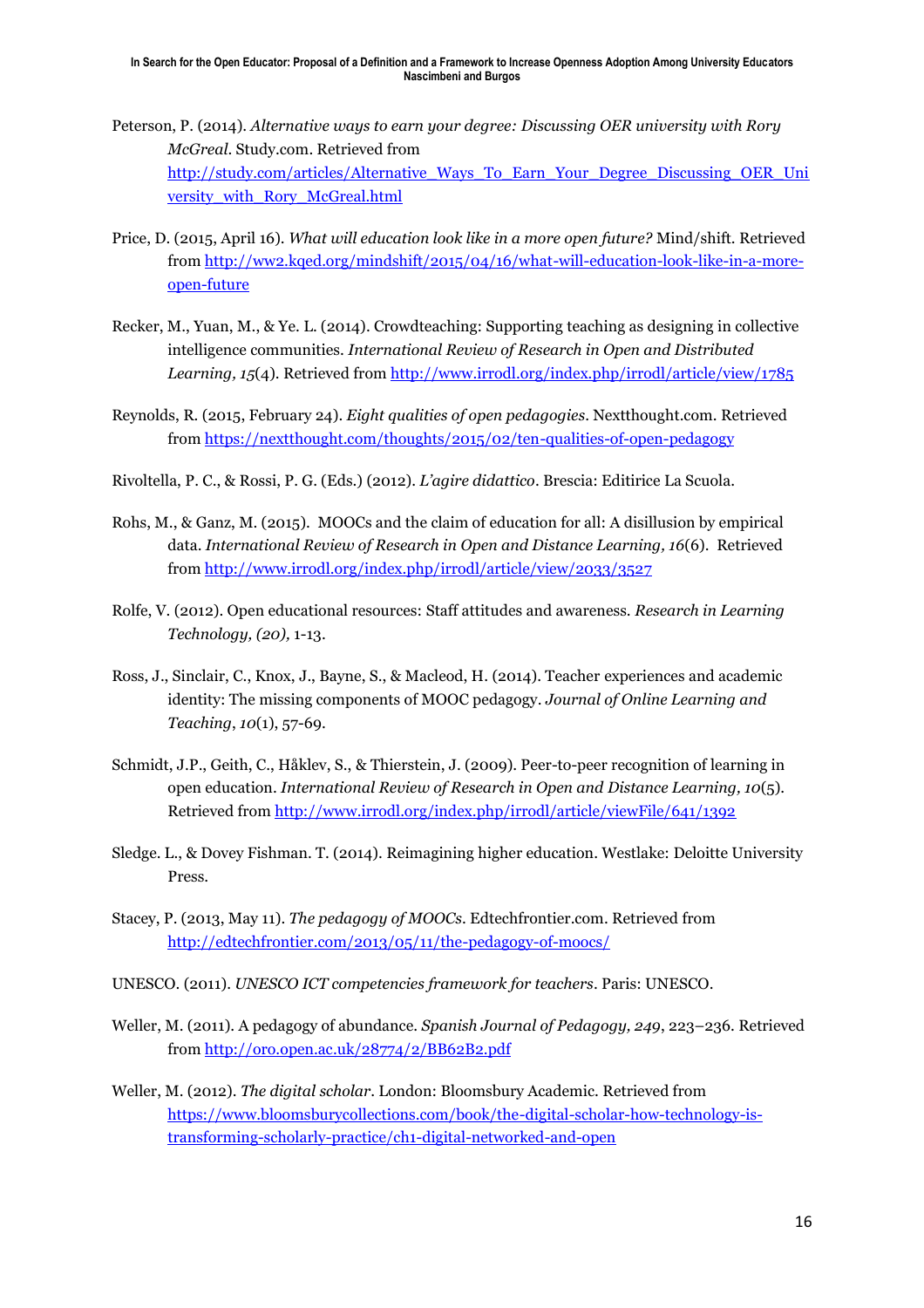Peterson, P. (2014). *Alternative ways to earn your degree: Discussing OER university with Rory McGreal*. Study.com. Retrieved from http://study.com/articles/Alternative_Ways_To_Earn_Your_Degree_Discussing_OER_University_with_Rory_McGreal.html

Price, D. (2015, April 16). *What will education look like in a more open future?* Mind/shift. Retrieved from http://ww2.kqed.org/mindshift/2015/04/16/what-will-education-look-like-in-a-more-open-future

Recker, M., Yuan, M., & Ye. L. (2014). Crowdteaching: Supporting teaching as designing in collective intelligence communities. *International Review of Research in Open and Distributed Learning, 15*(4). Retrieved from http://www.irrodl.org/index.php/irrodl/article/view/1785

Reynolds, R. (2015, February 24). *Eight qualities of open pedagogies*. Nextthought.com. Retrieved from https://nextthought.com/thoughts/2015/02/ten-qualities-of-open-pedagogy

Rivoltella, P. C., & Rossi, P. G. (Eds.) (2012). *L'agire didattico*. Brescia: Editirice La Scuola.

Rohs, M., & Ganz, M. (2015). MOOCs and the claim of education for all: A disillusion by empirical data. *International Review of Research in Open and Distance Learning, 16*(6). Retrieved from http://www.irrodl.org/index.php/irrodl/article/view/2033/3527

Rolfe, V. (2012). Open educational resources: Staff attitudes and awareness. *Research in Learning Technology, (20),* 1-13.

Ross, J., Sinclair, C., Knox, J., Bayne, S., & Macleod, H. (2014). Teacher experiences and academic identity: The missing components of MOOC pedagogy. *Journal of Online Learning and Teaching*, *10*(1), 57-69.

Schmidt, J.P., Geith, C., Håklev, S., & Thierstein, J. (2009). Peer-to-peer recognition of learning in open education. *International Review of Research in Open and Distance Learning, 10*(5). Retrieved from http://www.irrodl.org/index.php/irrodl/article/viewFile/641/1392

Sledge. L., & Dovey Fishman. T. (2014). Reimagining higher education. Westlake: Deloitte University Press.

Stacey, P. (2013, May 11). *The pedagogy of MOOCs*. Edtechfrontier.com. Retrieved from http://edtechfrontier.com/2013/05/11/the-pedagogy-of-moocs/

UNESCO. (2011). *UNESCO ICT competencies framework for teachers*. Paris: UNESCO.

Weller, M. (2011). A pedagogy of abundance. *Spanish Journal of Pedagogy, 249*, 223–236. Retrieved from http://oro.open.ac.uk/28774/2/BB62B2.pdf

Weller, M. (2012). *The digital scholar*. London: Bloomsbury Academic. Retrieved from https://www.bloomsburycollections.com/book/the-digital-scholar-how-technology-is-transforming-scholarly-practice/ch1-digital-networked-and-open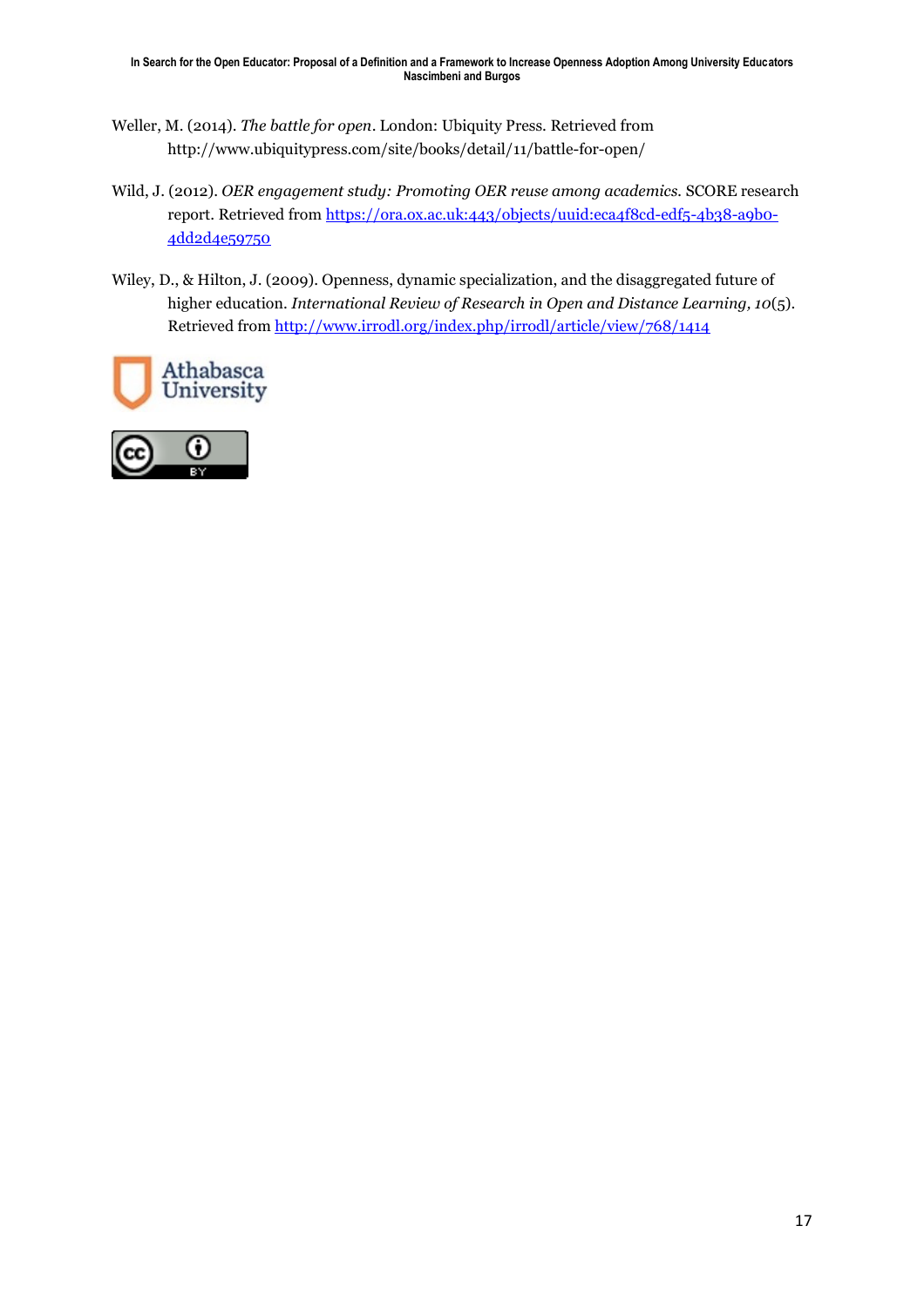Weller, M. (2014). *The battle for open*. London: Ubiquity Press. Retrieved from http://www.ubiquitypress.com/site/books/detail/11/battle-for-open/

Wild, J. (2012). *OER engagement study: Promoting OER reuse among academics.* SCORE research report. Retrieved from https://ora.ox.ac.uk:443/objects/uuid:eca4f8cd-edf5-4b38-a9b0-4dd2d4e59750

Wiley, D., & Hilton, J. (2009). Openness, dynamic specialization, and the disaggregated future of higher education. *International Review of Research in Open and Distance Learning, 10*(5). Retrieved from http://www.irrodl.org/index.php/irrodl/article/view/768/1414